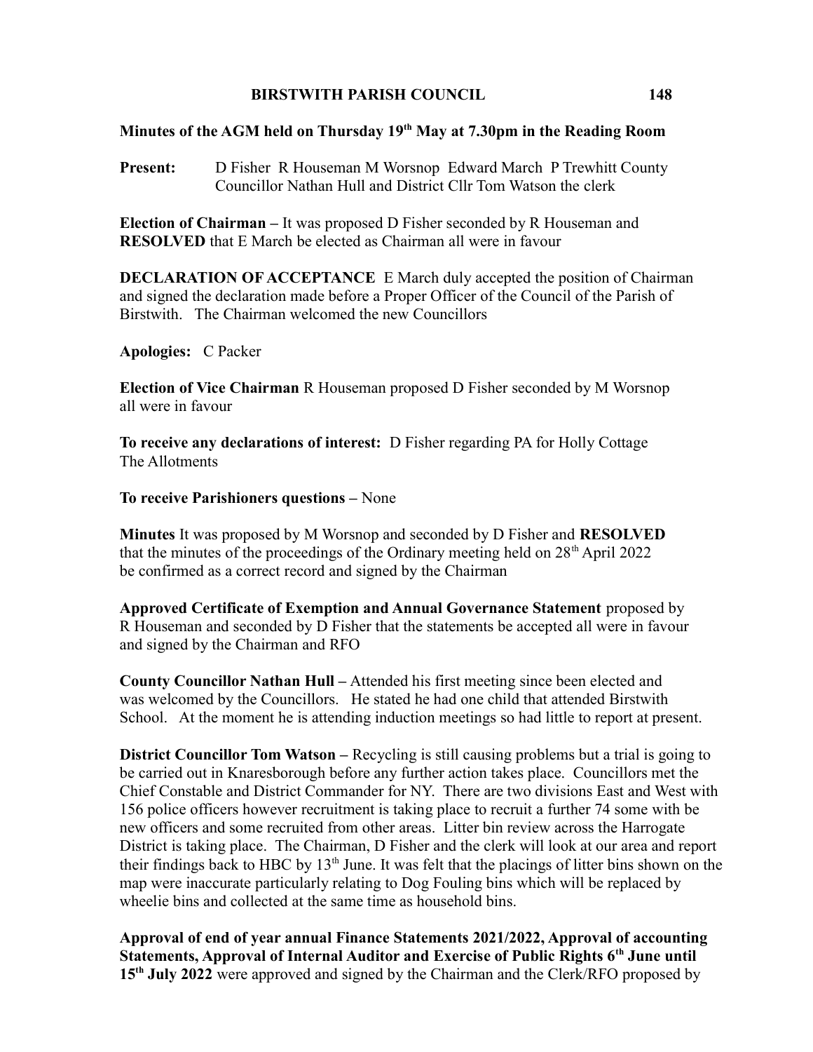# BIRSTWITH PARISH COUNCIL

**Minutes of the AGM held on Thursday 19th May at 7.30pm in the Reading Room**

**Present:** D Fisher R Houseman M Worsnop Edward March P Trewhitt County Councillor Nathan Hull and District Cllr Tom Watson the clerk

**Election of Chairman –** It was proposed D Fisher seconded by R Houseman and **RESOLVED** that E March be elected as Chairman all were in favour

**DECLARATION OF ACCEPTANCE** E March duly accepted the position of Chairman and signed the declaration made before a Proper Officer of the Council of the Parish of Birstwith. The Chairman welcomed the new Councillors

**Apologies:** C Packer

**Election of Vice Chairman** R Houseman proposed D Fisher seconded by M Worsnop all were in favour

**To receive any declarations of interest:** D Fisher regarding PA for Holly Cottage The Allotments

**To receive Parishioners questions –** None

**Minutes** It was proposed by M Worsnop and seconded by D Fisher and **RESOLVED** that the minutes of the proceedings of the Ordinary meeting held on 28th April 2022 be confirmed as a correct record and signed by the Chairman

**Approved Certificate of Exemption and Annual Governance Statement** proposed by R Houseman and seconded by D Fisher that the statements be accepted all were in favour and signed by the Chairman and RFO

**County Councillor Nathan Hull –** Attended his first meeting since been elected and was welcomed by the Councillors. He stated he had one child that attended Birstwith School. At the moment he is attending induction meetings so had little to report at present.

**District Councillor Tom Watson –** Recycling is still causing problems but a trial is going to be carried out in Knaresborough before any further action takes place. Councillors met the Chief Constable and District Commander for NY. There are two divisions East and West with 156 police officers however recruitment is taking place to recruit a further 74 some with be new officers and some recruited from other areas. Litter bin review across the Harrogate District is taking place. The Chairman, D Fisher and the clerk will look at our area and report their findings back to HBC by 13th June. It was felt that the placings of litter bins shown on the map were inaccurate particularly relating to Dog Fouling bins which will be replaced by wheelie bins and collected at the same time as household bins.

**Approval of end of year annual Finance Statements 2021/2022, Approval of accounting Statements, Approval of Internal Auditor and Exercise of Public Rights 6th June until 15th July 2022** were approved and signed by the Chairman and the Clerk/RFO proposed by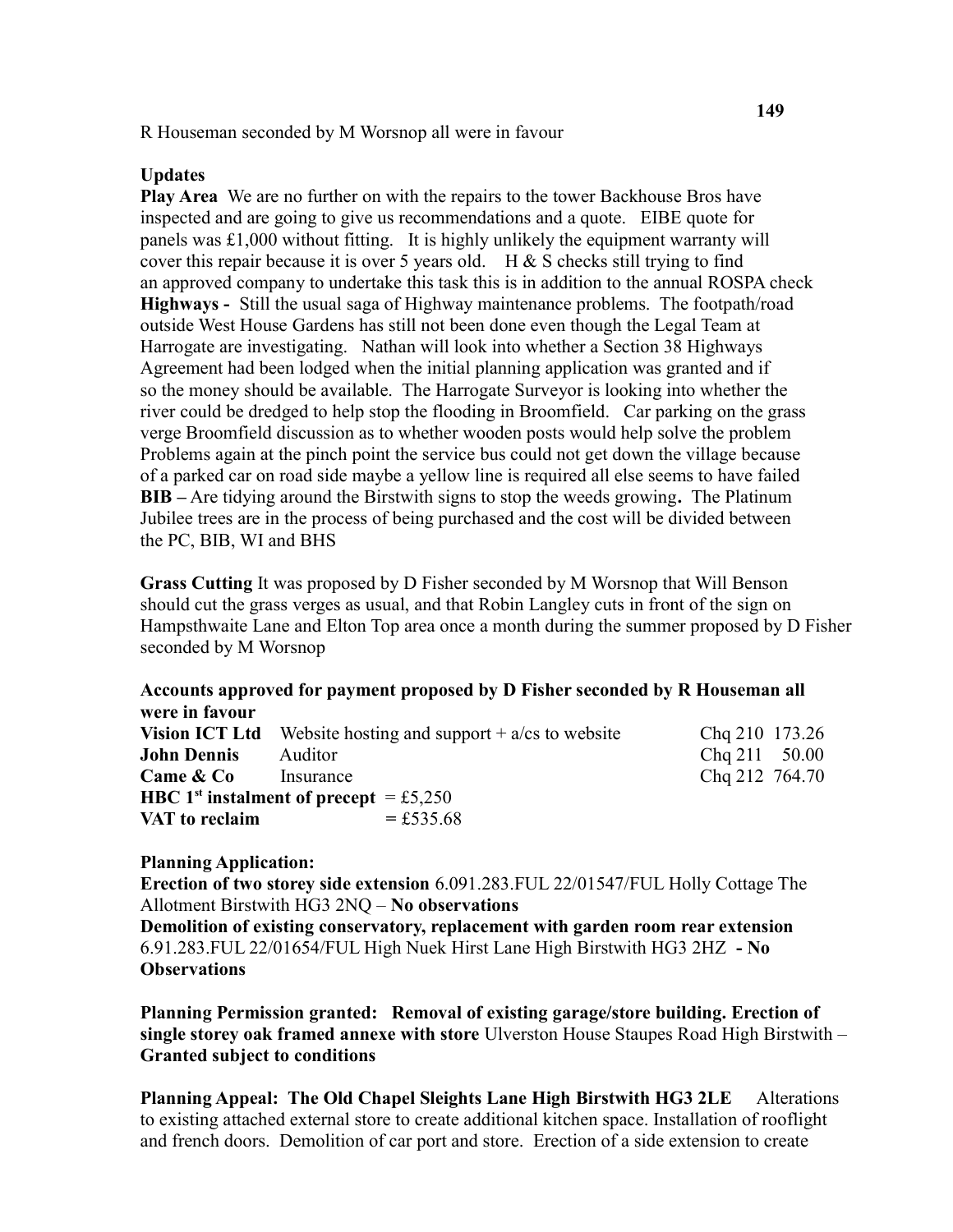R Houseman seconded by M Worsnop all were in favour

**Updates**

**Play Area** We are no further on with the repairs to the tower Backhouse Bros have inspected and are going to give us recommendations and a quote. EIBE quote for panels was £1,000 without fitting. It is highly unlikely the equipment warranty will cover this repair because it is over 5 years old. H & S checks still trying to find an approved company to undertake this task this is in addition to the annual ROSPA check

**Highways -** Still the usual saga of Highway maintenance problems. The footpath/road outside West House Gardens has still not been done even though the Legal Team at Harrogate are investigating. Nathan will look into whether a Section 38 Highways Agreement had been lodged when the initial planning application was granted and if so the money should be available. The Harrogate Surveyor is looking into whether the river could be dredged to help stop the flooding in Broomfield. Car parking on the grass verge Broomfield discussion as to whether wooden posts would help solve the problem Problems again at the pinch point the service bus could not get down the village because of a parked car on road side maybe a yellow line is required all else seems to have failed

**BIB –** Are tidying around the Birstwith signs to stop the weeds growing**.** The Platinum Jubilee trees are in the process of being purchased and the cost will be divided between the PC, BIB, WI and BHS

**Grass Cutting** It was proposed by D Fisher seconded by M Worsnop that Will Benson should cut the grass verges as usual, and that Robin Langley cuts in front of the sign on Hampsthwaite Lane and Elton Top area once a month during the summer proposed by D Fisher seconded by M Worsnop

**Accounts approved for payment proposed by D Fisher seconded by R Houseman all were in favour**

| | | |
|---|---|---|
| **Vision ICT Ltd** | Website hosting and support + a/cs to website | Chq 210 173.26 |
| **John Dennis** | Auditor | Chq 211 50.00 |
| **Came & Co** | Insurance | Chq 212 764.70 |

**HBC 1st instalment of precept** = £5,250
**VAT to reclaim** = £535.68

**Planning Application:**

**Erection of two storey side extension** 6.091.283.FUL 22/01547/FUL Holly Cottage The Allotment Birstwith HG3 2NQ – **No observations**

**Demolition of existing conservatory, replacement with garden room rear extension** 6.91.283.FUL 22/01654/FUL High Nuek Hirst Lane High Birstwith HG3 2HZ **- No Observations**

**Planning Permission granted: Removal of existing garage/store building. Erection of single storey oak framed annexe with store** Ulverston House Staupes Road High Birstwith – **Granted subject to conditions**

**Planning Appeal: The Old Chapel Sleights Lane High Birstwith HG3 2LE** Alterations to existing attached external store to create additional kitchen space. Installation of rooflight and french doors. Demolition of car port and store. Erection of a side extension to create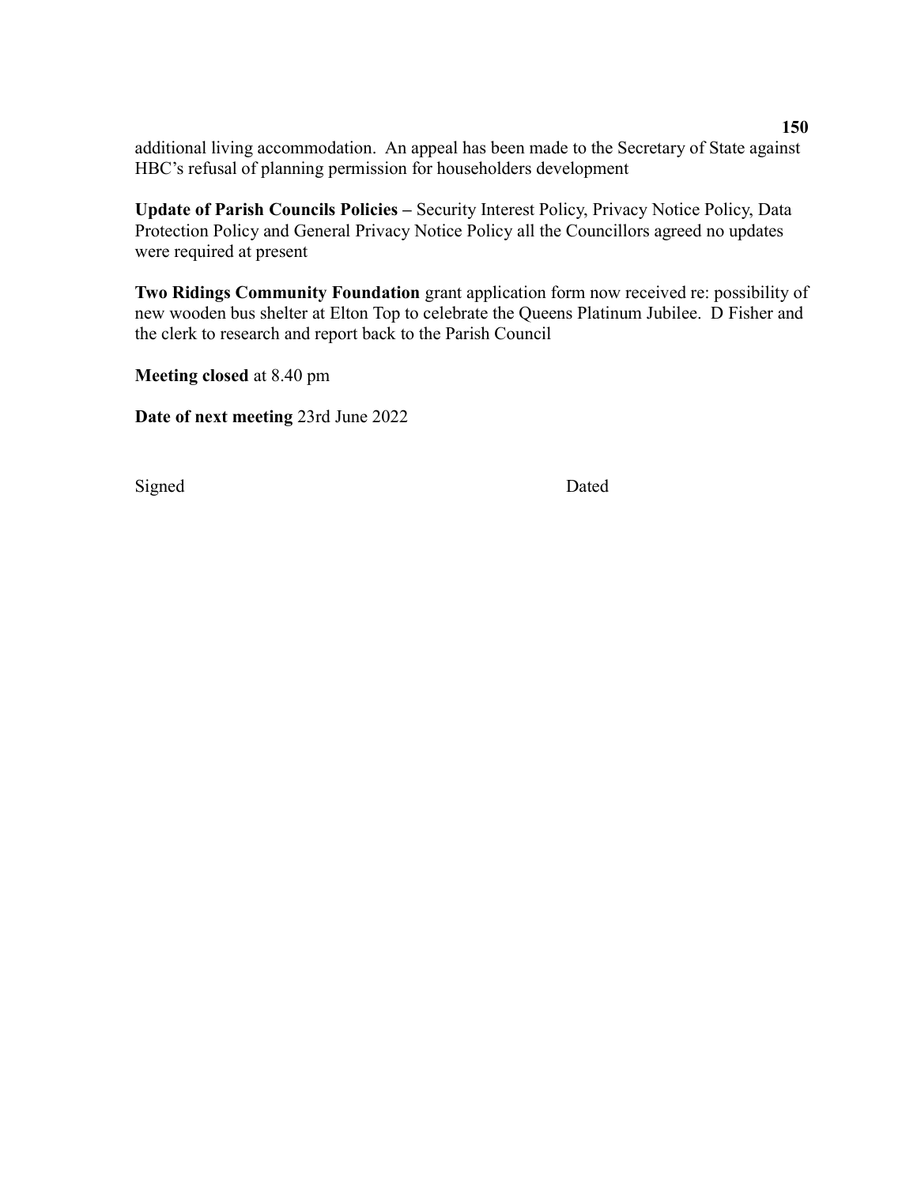additional living accommodation. An appeal has been made to the Secretary of State against HBC's refusal of planning permission for householders development

**Update of Parish Councils Policies –** Security Interest Policy, Privacy Notice Policy, Data Protection Policy and General Privacy Notice Policy all the Councillors agreed no updates were required at present

**Two Ridings Community Foundation** grant application form now received re: possibility of new wooden bus shelter at Elton Top to celebrate the Queens Platinum Jubilee. D Fisher and the clerk to research and report back to the Parish Council

**Meeting closed** at 8.40 pm

**Date of next meeting** 23rd June 2022

Signed Dated